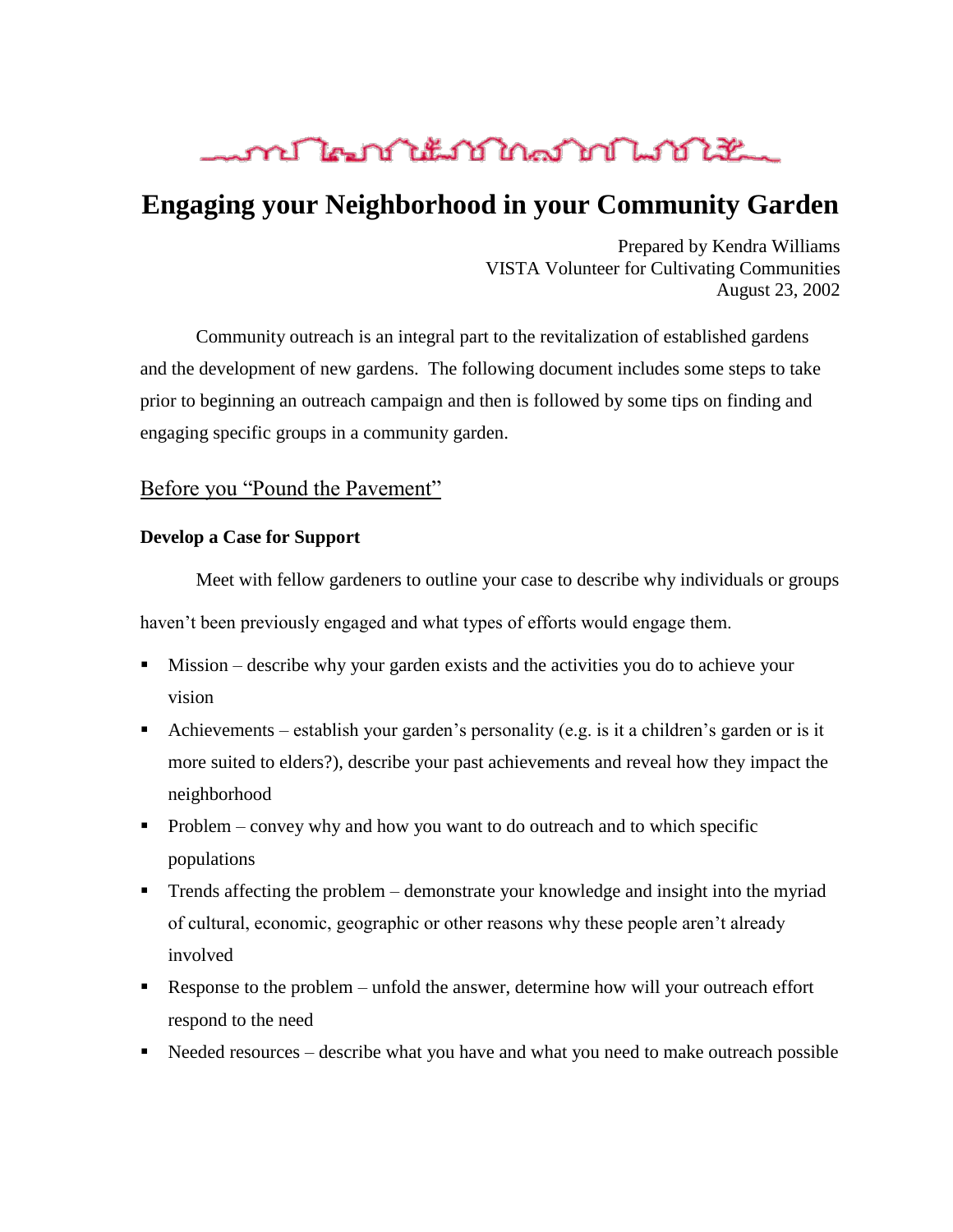# Engaging your Neighborhood in your Community Garden

Prepared by Kendra Williams
VISTA Volunteer for Cultivating Communities
August 23, 2002

Community outreach is an integral part to the revitalization of established gardens and the development of new gardens. The following document includes some steps to take prior to beginning an outreach campaign and then is followed by some tips on finding and engaging specific groups in a community garden.

## Before you "Pound the Pavement"

### Develop a Case for Support

Meet with fellow gardeners to outline your case to describe why individuals or groups haven't been previously engaged and what types of efforts would engage them.

- Mission – describe why your garden exists and the activities you do to achieve your vision
- Achievements – establish your garden's personality (e.g. is it a children's garden or is it more suited to elders?), describe your past achievements and reveal how they impact the neighborhood
- Problem – convey why and how you want to do outreach and to which specific populations
- Trends affecting the problem – demonstrate your knowledge and insight into the myriad of cultural, economic, geographic or other reasons why these people aren't already involved
- Response to the problem – unfold the answer, determine how will your outreach effort respond to the need
- Needed resources – describe what you have and what you need to make outreach possible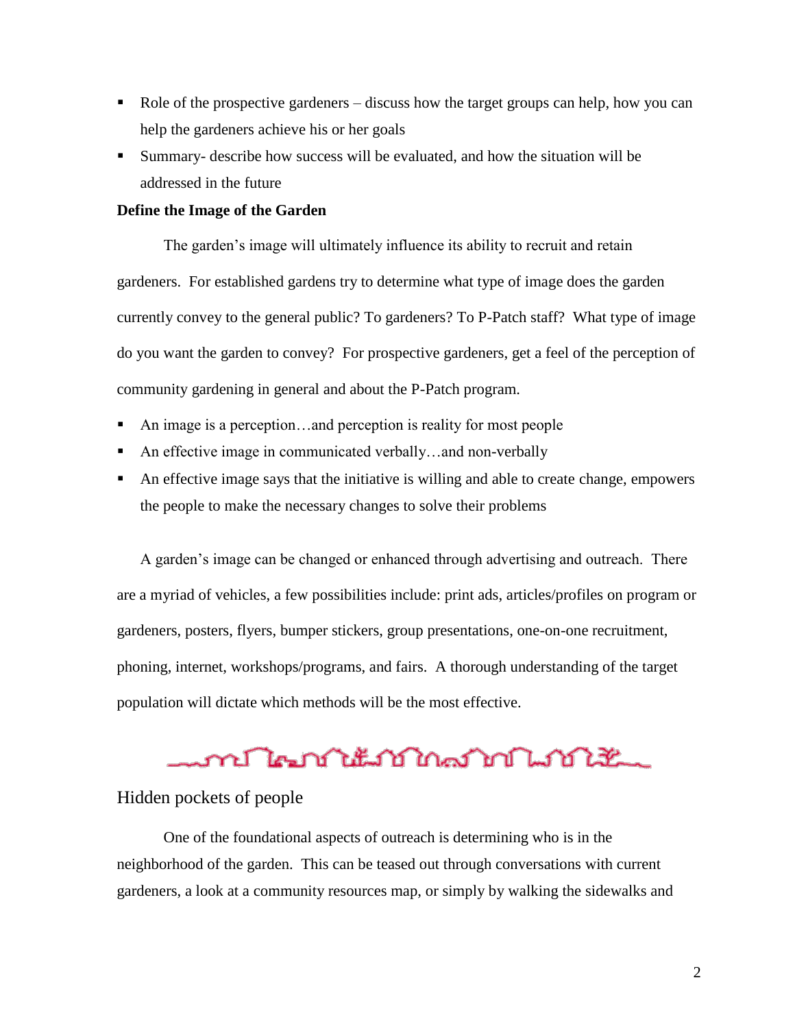- Role of the prospective gardeners – discuss how the target groups can help, how you can help the gardeners achieve his or her goals
- Summary- describe how success will be evaluated, and how the situation will be addressed in the future

**Define the Image of the Garden**

The garden's image will ultimately influence its ability to recruit and retain gardeners. For established gardens try to determine what type of image does the garden currently convey to the general public? To gardeners? To P-Patch staff? What type of image do you want the garden to convey? For prospective gardeners, get a feel of the perception of community gardening in general and about the P-Patch program.

- An image is a perception…and perception is reality for most people
- An effective image in communicated verbally…and non-verbally
- An effective image says that the initiative is willing and able to create change, empowers the people to make the necessary changes to solve their problems

A garden's image can be changed or enhanced through advertising and outreach. There are a myriad of vehicles, a few possibilities include: print ads, articles/profiles on program or gardeners, posters, flyers, bumper stickers, group presentations, one-on-one recruitment, phoning, internet, workshops/programs, and fairs. A thorough understanding of the target population will dictate which methods will be the most effective.

## Hidden pockets of people

One of the foundational aspects of outreach is determining who is in the neighborhood of the garden. This can be teased out through conversations with current gardeners, a look at a community resources map, or simply by walking the sidewalks and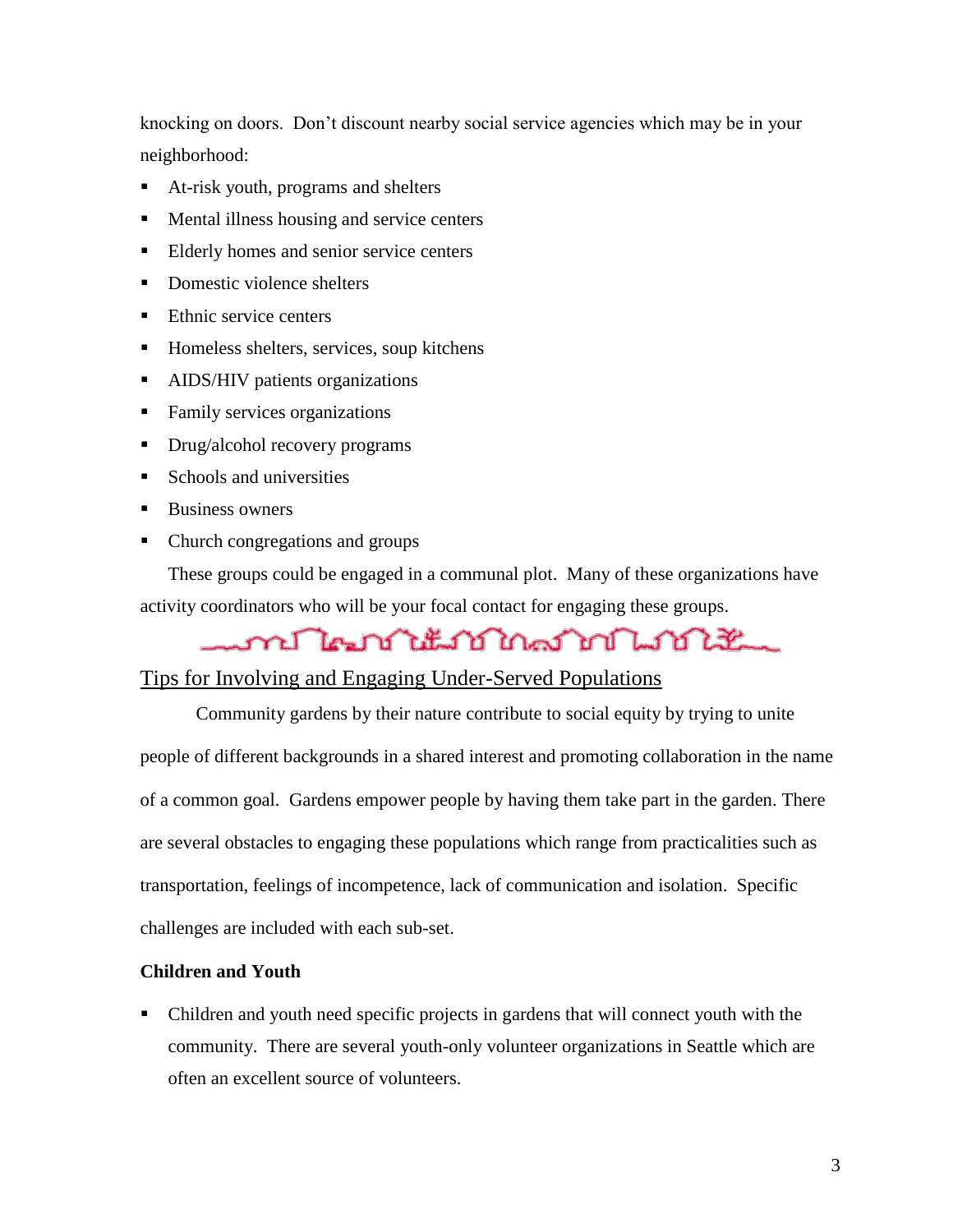knocking on doors. Don't discount nearby social service agencies which may be in your neighborhood:

- At-risk youth, programs and shelters
- Mental illness housing and service centers
- Elderly homes and senior service centers
- Domestic violence shelters
- Ethnic service centers
- Homeless shelters, services, soup kitchens
- AIDS/HIV patients organizations
- Family services organizations
- Drug/alcohol recovery programs
- Schools and universities
- Business owners
- Church congregations and groups

These groups could be engaged in a communal plot. Many of these organizations have activity coordinators who will be your focal contact for engaging these groups.

## Tips for Involving and Engaging Under-Served Populations

Community gardens by their nature contribute to social equity by trying to unite people of different backgrounds in a shared interest and promoting collaboration in the name of a common goal. Gardens empower people by having them take part in the garden. There are several obstacles to engaging these populations which range from practicalities such as transportation, feelings of incompetence, lack of communication and isolation. Specific challenges are included with each sub-set.

**Children and Youth**

- Children and youth need specific projects in gardens that will connect youth with the community. There are several youth-only volunteer organizations in Seattle which are often an excellent source of volunteers.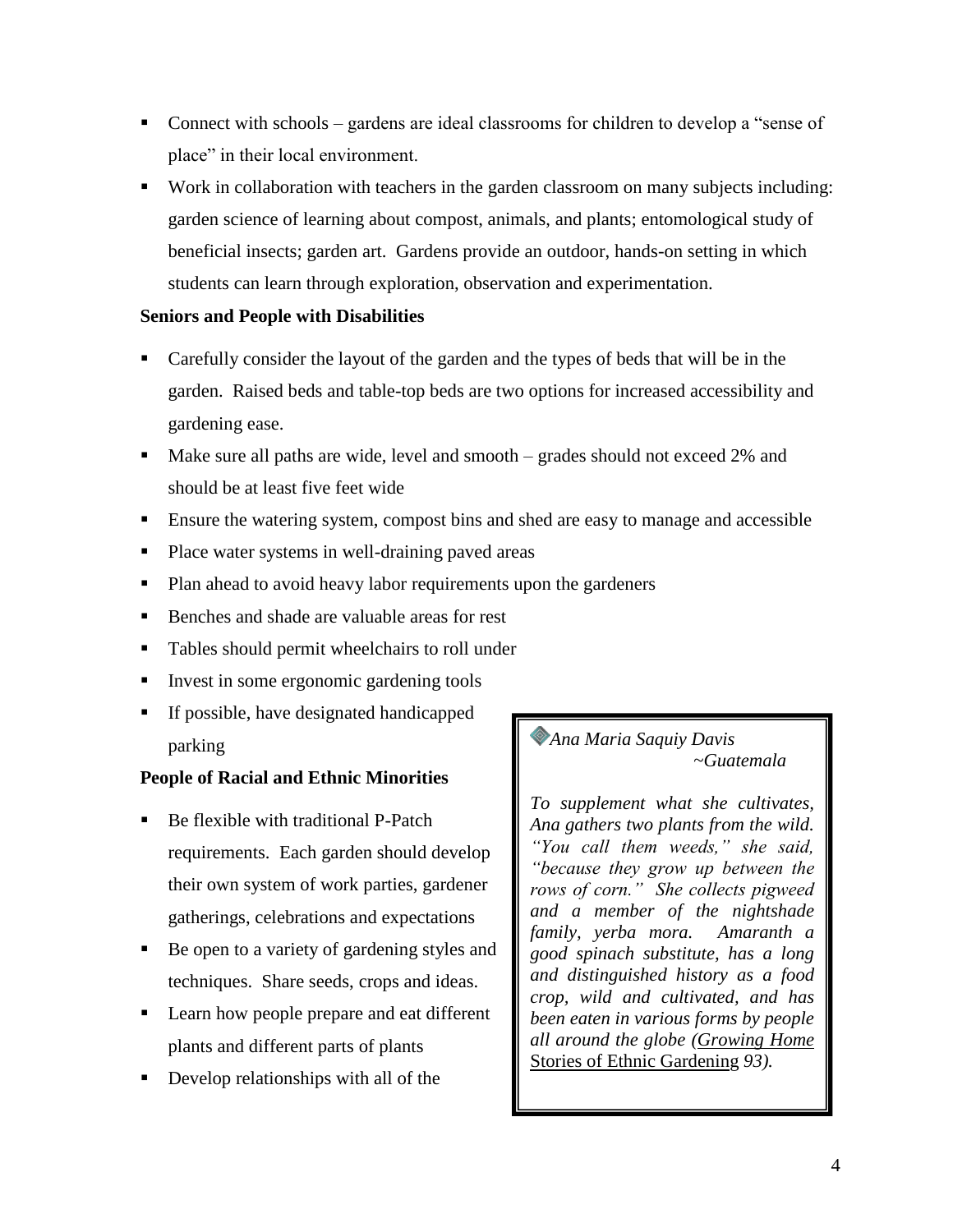- Connect with schools – gardens are ideal classrooms for children to develop a "sense of place" in their local environment.
- Work in collaboration with teachers in the garden classroom on many subjects including: garden science of learning about compost, animals, and plants; entomological study of beneficial insects; garden art. Gardens provide an outdoor, hands-on setting in which students can learn through exploration, observation and experimentation.

**Seniors and People with Disabilities**

- Carefully consider the layout of the garden and the types of beds that will be in the garden. Raised beds and table-top beds are two options for increased accessibility and gardening ease.
- Make sure all paths are wide, level and smooth – grades should not exceed 2% and should be at least five feet wide
- Ensure the watering system, compost bins and shed are easy to manage and accessible
- Place water systems in well-draining paved areas
- Plan ahead to avoid heavy labor requirements upon the gardeners
- Benches and shade are valuable areas for rest
- Tables should permit wheelchairs to roll under
- Invest in some ergonomic gardening tools
- If possible, have designated handicapped parking

**People of Racial and Ethnic Minorities**

- Be flexible with traditional P-Patch requirements. Each garden should develop their own system of work parties, gardener gatherings, celebrations and expectations
- Be open to a variety of gardening styles and techniques. Share seeds, crops and ideas.
- Learn how people prepare and eat different plants and different parts of plants
- Develop relationships with all of the

> *Ana Maria Saquiy Davis*
> *~Guatemala*
>
> ***To supplement what she cultivates, Ana gathers two plants from the wild.*** *"You call them weeds," she said, "because they grow up between the rows of corn."* ***She collects pigweed and a member of the nightshade family, yerba mora. Amaranth a good spinach substitute, has a long and distinguished history as a food crop, wild and cultivated, and has been eaten in various forms by people all around the globe (Growing Home** Stories of Ethnic Gardening **93).***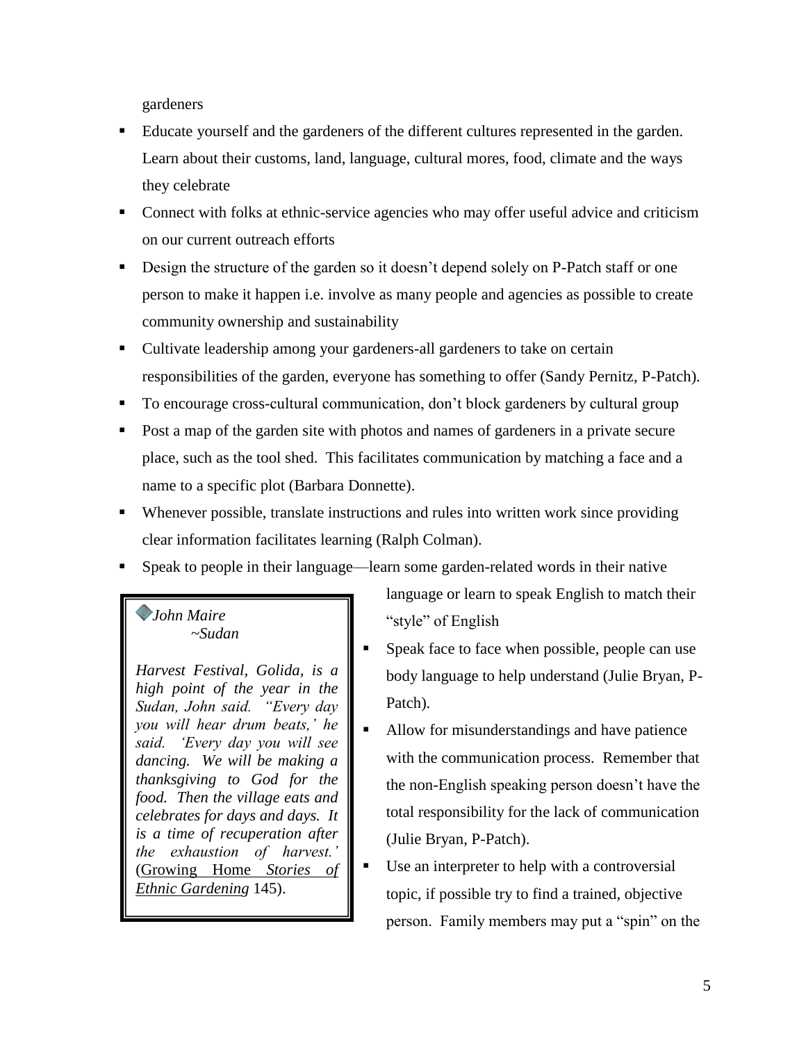gardeners

- Educate yourself and the gardeners of the different cultures represented in the garden. Learn about their customs, land, language, cultural mores, food, climate and the ways they celebrate
- Connect with folks at ethnic-service agencies who may offer useful advice and criticism on our current outreach efforts
- Design the structure of the garden so it doesn't depend solely on P-Patch staff or one person to make it happen i.e. involve as many people and agencies as possible to create community ownership and sustainability
- Cultivate leadership among your gardeners-all gardeners to take on certain responsibilities of the garden, everyone has something to offer (Sandy Pernitz, P-Patch).
- To encourage cross-cultural communication, don't block gardeners by cultural group
- Post a map of the garden site with photos and names of gardeners in a private secure place, such as the tool shed. This facilitates communication by matching a face and a name to a specific plot (Barbara Donnette).
- Whenever possible, translate instructions and rules into written work since providing clear information facilitates learning (Ralph Colman).
- Speak to people in their language—learn some garden-related words in their native language or learn to speak English to match their "style" of English
- Speak face to face when possible, people can use body language to help understand (Julie Bryan, P-Patch).
- Allow for misunderstandings and have patience with the communication process. Remember that the non-English speaking person doesn't have the total responsibility for the lack of communication (Julie Bryan, P-Patch).
- Use an interpreter to help with a controversial topic, if possible try to find a trained, objective person. Family members may put a "spin" on the

> ***John Maire***
> ***~Sudan***
>
> ***Harvest Festival, Golida, is a high point of the year in the Sudan, John said. "Every day you will hear drum beats,' he said. 'Every day you will see dancing. We will be making a thanksgiving to God for the food. Then the village eats and celebrates for days and days. It is a time of recuperation after the exhaustion of harvest.'*** (Growing Home *Stories of Ethnic Gardening* 145).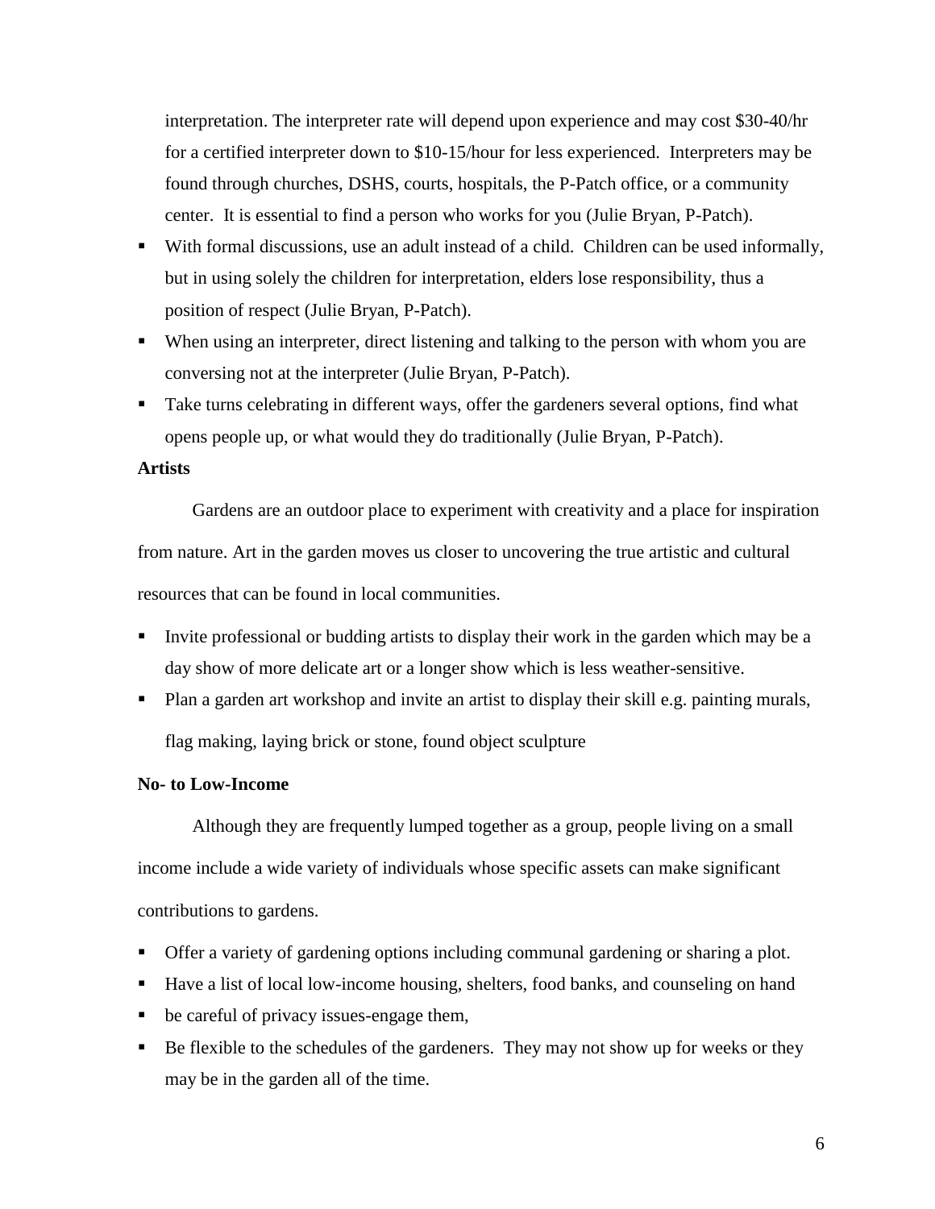interpretation. The interpreter rate will depend upon experience and may cost $30-40/hr for a certified interpreter down to $10-15/hour for less experienced. Interpreters may be found through churches, DSHS, courts, hospitals, the P-Patch office, or a community center. It is essential to find a person who works for you (Julie Bryan, P-Patch).

- With formal discussions, use an adult instead of a child. Children can be used informally, but in using solely the children for interpretation, elders lose responsibility, thus a position of respect (Julie Bryan, P-Patch).
- When using an interpreter, direct listening and talking to the person with whom you are conversing not at the interpreter (Julie Bryan, P-Patch).
- Take turns celebrating in different ways, offer the gardeners several options, find what opens people up, or what would they do traditionally (Julie Bryan, P-Patch).

**Artists**

Gardens are an outdoor place to experiment with creativity and a place for inspiration from nature. Art in the garden moves us closer to uncovering the true artistic and cultural resources that can be found in local communities.

- Invite professional or budding artists to display their work in the garden which may be a day show of more delicate art or a longer show which is less weather-sensitive.
- Plan a garden art workshop and invite an artist to display their skill e.g. painting murals, flag making, laying brick or stone, found object sculpture

**No- to Low-Income**

Although they are frequently lumped together as a group, people living on a small income include a wide variety of individuals whose specific assets can make significant contributions to gardens.

- Offer a variety of gardening options including communal gardening or sharing a plot.
- Have a list of local low-income housing, shelters, food banks, and counseling on hand
- be careful of privacy issues-engage them,
- Be flexible to the schedules of the gardeners. They may not show up for weeks or they may be in the garden all of the time.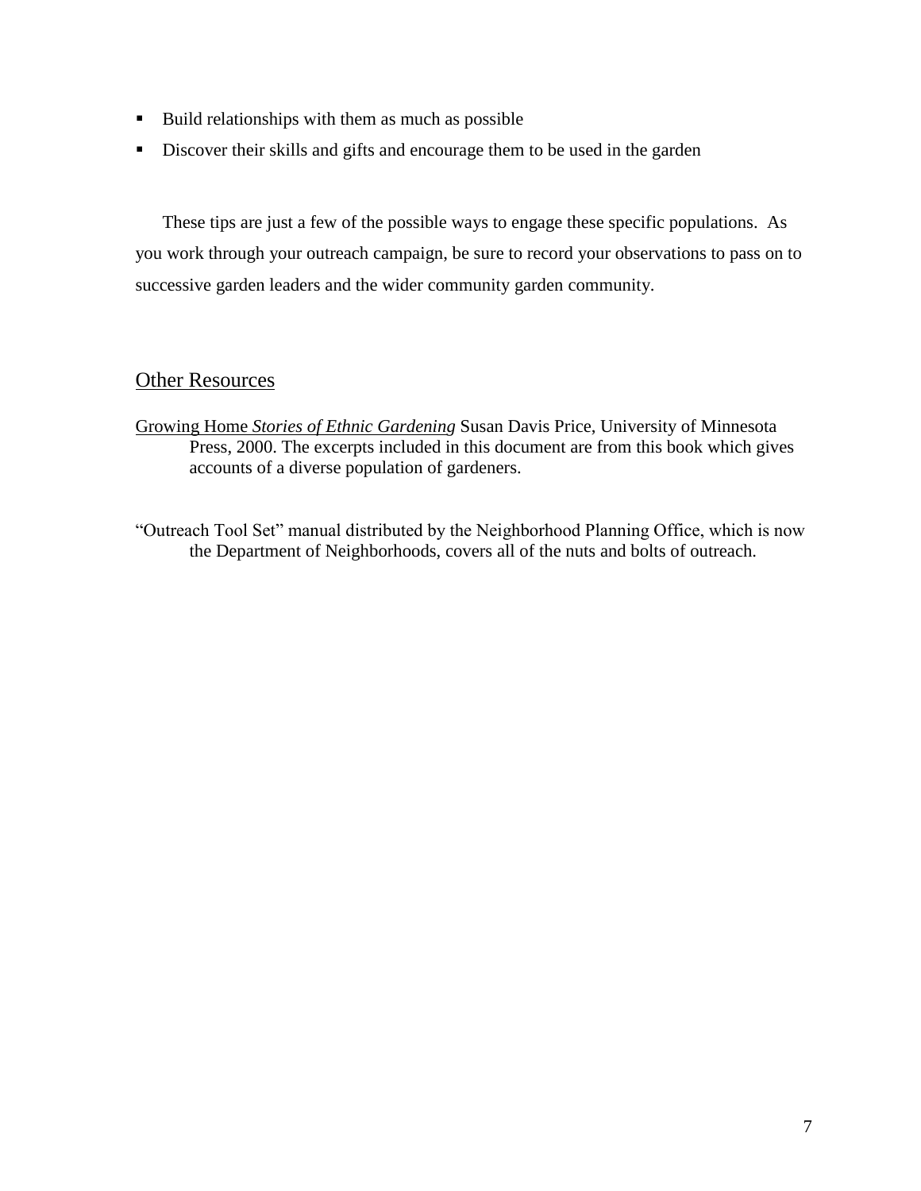- Build relationships with them as much as possible
- Discover their skills and gifts and encourage them to be used in the garden

These tips are just a few of the possible ways to engage these specific populations. As you work through your outreach campaign, be sure to record your observations to pass on to successive garden leaders and the wider community garden community.

## Other Resources

Growing Home *Stories of Ethnic Gardening* Susan Davis Price, University of Minnesota Press, 2000. The excerpts included in this document are from this book which gives accounts of a diverse population of gardeners.

"Outreach Tool Set" manual distributed by the Neighborhood Planning Office, which is now the Department of Neighborhoods, covers all of the nuts and bolts of outreach.